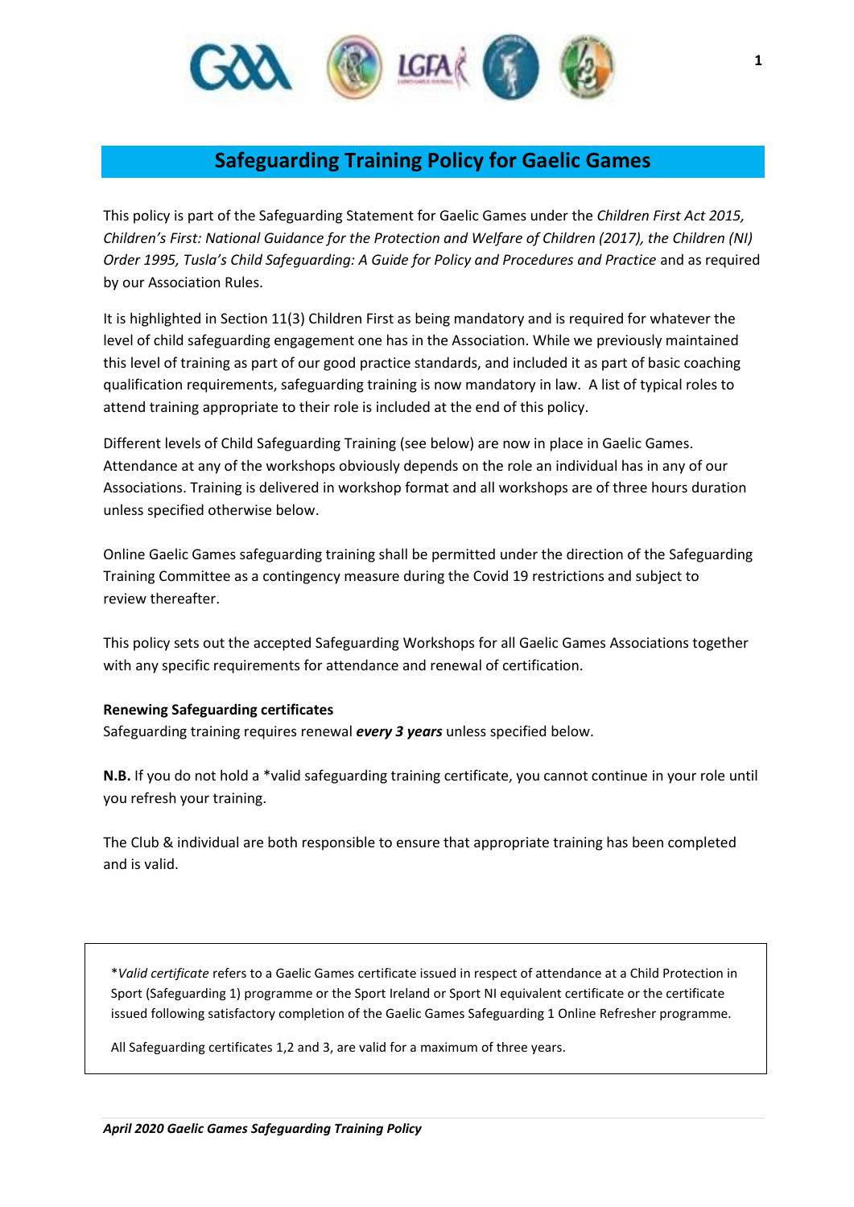# Safeguarding Training Policy for Gaelic Games

This policy is part of the Safeguarding Statement for Gaelic Games under the *Children First Act 2015, Children's First: National Guidance for the Protection and Welfare of Children (2017), the Children (NI) Order 1995, Tusla's Child Safeguarding: A Guide for Policy and Procedures and Practice* and as required by our Association Rules.

It is highlighted in Section 11(3) Children First as being mandatory and is required for whatever the level of child safeguarding engagement one has in the Association. While we previously maintained this level of training as part of our good practice standards, and included it as part of basic coaching qualification requirements, safeguarding training is now mandatory in law. A list of typical roles to attend training appropriate to their role is included at the end of this policy.

Different levels of Child Safeguarding Training (see below) are now in place in Gaelic Games. Attendance at any of the workshops obviously depends on the role an individual has in any of our Associations. Training is delivered in workshop format and all workshops are of three hours duration unless specified otherwise below.

Online Gaelic Games safeguarding training shall be permitted under the direction of the Safeguarding Training Committee as a contingency measure during the Covid 19 restrictions and subject to review thereafter.

This policy sets out the accepted Safeguarding Workshops for all Gaelic Games Associations together with any specific requirements for attendance and renewal of certification.

**Renewing Safeguarding certificates**

Safeguarding training requires renewal ***every 3 years*** unless specified below.

**N.B.** If you do not hold a *valid safeguarding training certificate, you cannot continue in your role until you refresh your training.

The Club & individual are both responsible to ensure that appropriate training has been completed and is valid.

> *\*Valid certificate* refers to a Gaelic Games certificate issued in respect of attendance at a Child Protection in Sport (Safeguarding 1) programme or the Sport Ireland or Sport NI equivalent certificate or the certificate issued following satisfactory completion of the Gaelic Games Safeguarding 1 Online Refresher programme.
>
> All Safeguarding certificates 1,2 and 3, are valid for a maximum of three years.

*April 2020 Gaelic Games Safeguarding Training Policy*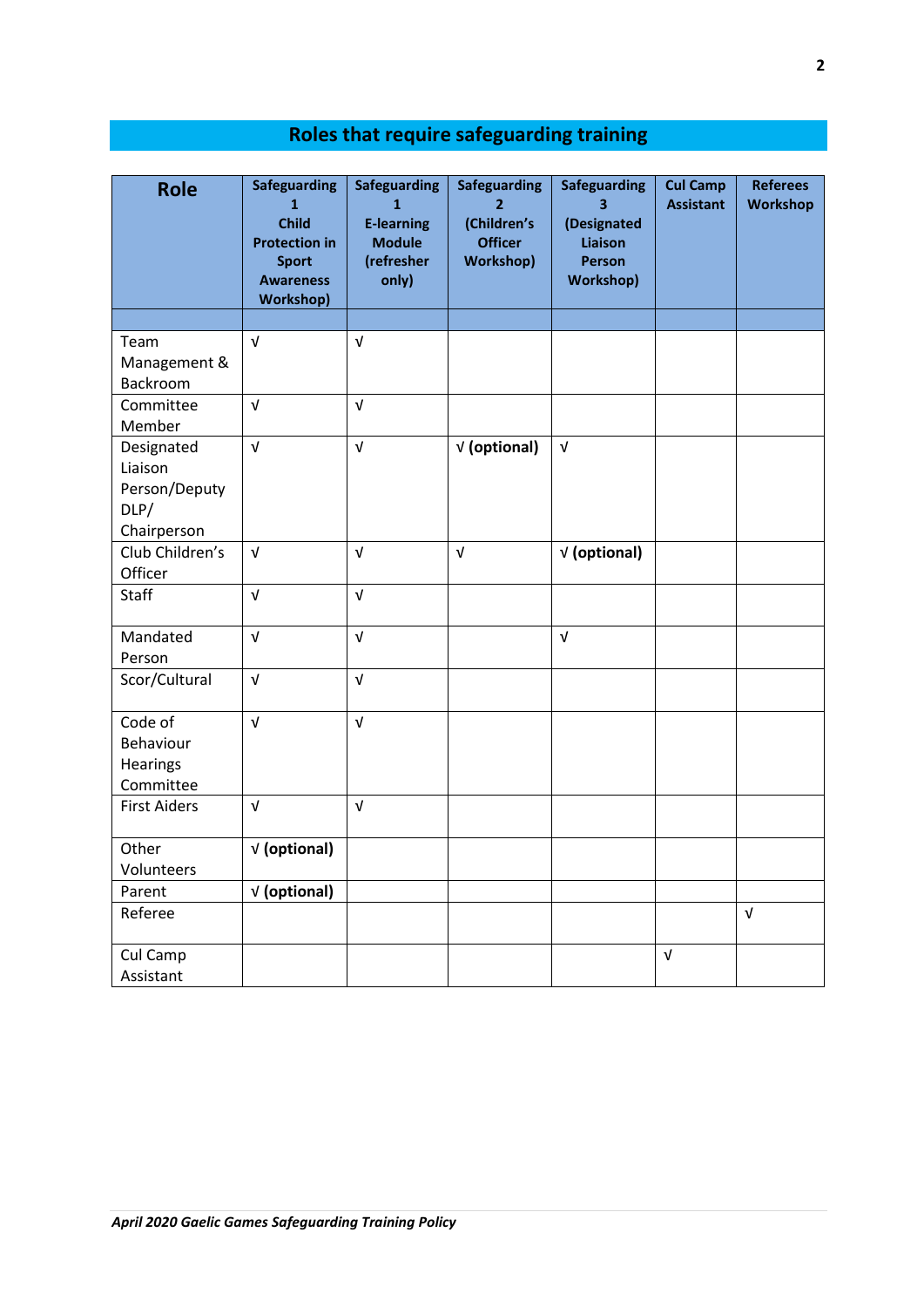## Roles that require safeguarding training

| Role | Safeguarding 1 Child Protection in Sport Awareness Workshop) | Safeguarding 1 E-learning Module (refresher only) | Safeguarding 2 (Children's Officer Workshop) | Safeguarding 3 (Designated Liaison Person Workshop) | Cul Camp Assistant | Referees Workshop |
|---|---|---|---|---|---|---|
| | | | | | | |
| Team Management & Backroom | √ | √ | | | | |
| Committee Member | √ | √ | | | | |
| Designated Liaison Person/Deputy DLP/ Chairperson | √ | √ | √ **(optional)** | √ | | |
| Club Children's Officer | √ | √ | √ | √ **(optional)** | | |
| Staff | √ | √ | | | | |
| Mandated Person | √ | √ | | √ | | |
| Scor/Cultural | √ | √ | | | | |
| Code of Behaviour Hearings Committee | √ | √ | | | | |
| First Aiders | √ | √ | | | | |
| Other Volunteers | √ **(optional)** | | | | | |
| Parent | √ **(optional)** | | | | | |
| Referee | | | | | | √ |
| Cul Camp Assistant | | | | | √ | |

*April 2020 Gaelic Games Safeguarding Training Policy*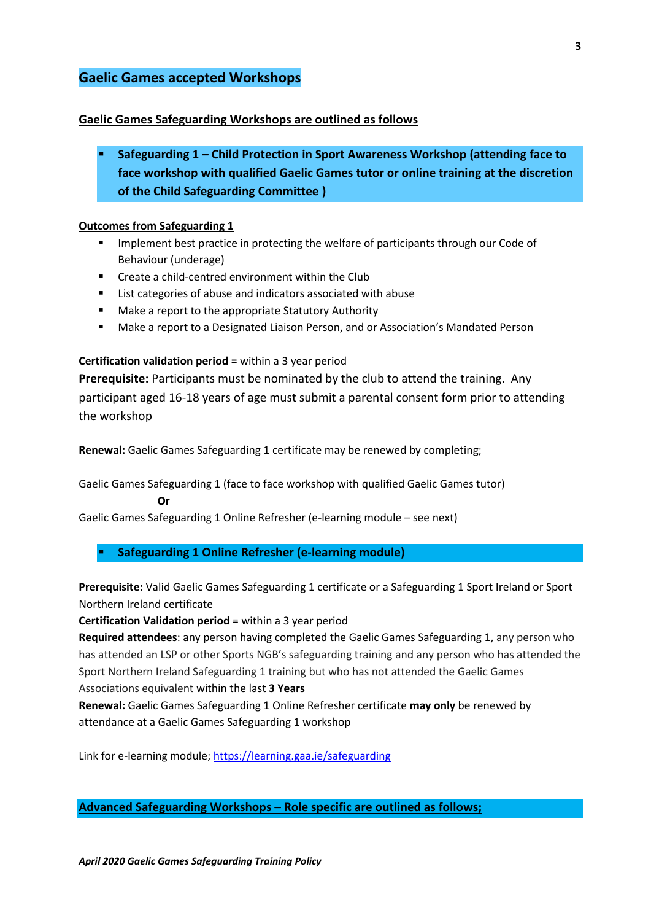## Gaelic Games accepted Workshops

**Gaelic Games Safeguarding Workshops are outlined as follows**

- **Safeguarding 1 – Child Protection in Sport Awareness Workshop (attending face to face workshop with qualified Gaelic Games tutor or online training at the discretion of the Child Safeguarding Committee )**

**Outcomes from Safeguarding 1**

- Implement best practice in protecting the welfare of participants through our Code of Behaviour (underage)
- Create a child-centred environment within the Club
- List categories of abuse and indicators associated with abuse
- Make a report to the appropriate Statutory Authority
- Make a report to a Designated Liaison Person, and or Association's Mandated Person

**Certification validation period =** within a 3 year period
**Prerequisite:** Participants must be nominated by the club to attend the training. Any participant aged 16-18 years of age must submit a parental consent form prior to attending the workshop

**Renewal:** Gaelic Games Safeguarding 1 certificate may be renewed by completing;

Gaelic Games Safeguarding 1 (face to face workshop with qualified Gaelic Games tutor)
**Or**
Gaelic Games Safeguarding 1 Online Refresher (e-learning module – see next)

- **Safeguarding 1 Online Refresher (e-learning module)**

**Prerequisite:** Valid Gaelic Games Safeguarding 1 certificate or a Safeguarding 1 Sport Ireland or Sport Northern Ireland certificate
**Certification Validation period** = within a 3 year period
**Required attendees**: any person having completed the Gaelic Games Safeguarding 1, any person who has attended an LSP or other Sports NGB's safeguarding training and any person who has attended the Sport Northern Ireland Safeguarding 1 training but who has not attended the Gaelic Games Associations equivalent within the last **3 Years**
**Renewal:** Gaelic Games Safeguarding 1 Online Refresher certificate **may only** be renewed by attendance at a Gaelic Games Safeguarding 1 workshop

Link for e-learning module; https://learning.gaa.ie/safeguarding

**Advanced Safeguarding Workshops – Role specific are outlined as follows;**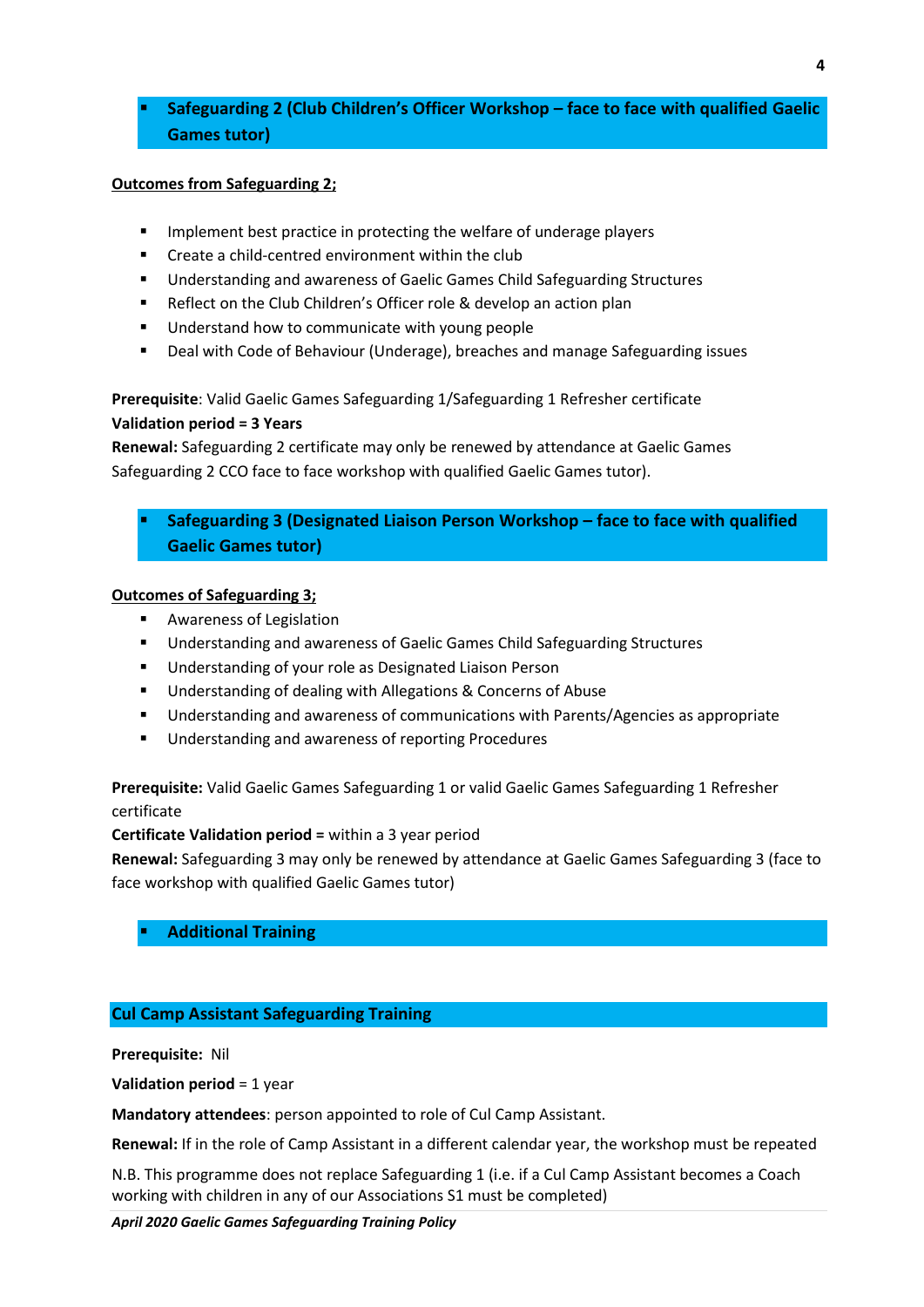- ## Safeguarding 2 (Club Children's Officer Workshop – face to face with qualified Gaelic Games tutor)

**<u>Outcomes from Safeguarding 2;</u>**

- Implement best practice in protecting the welfare of underage players
- Create a child-centred environment within the club
- Understanding and awareness of Gaelic Games Child Safeguarding Structures
- Reflect on the Club Children's Officer role & develop an action plan
- Understand how to communicate with young people
- Deal with Code of Behaviour (Underage), breaches and manage Safeguarding issues

**Prerequisite**: Valid Gaelic Games Safeguarding 1/Safeguarding 1 Refresher certificate
**Validation period = 3 Years**
**Renewal:** Safeguarding 2 certificate may only be renewed by attendance at Gaelic Games Safeguarding 2 CCO face to face workshop with qualified Gaelic Games tutor).

- ## Safeguarding 3 (Designated Liaison Person Workshop – face to face with qualified Gaelic Games tutor)

**<u>Outcomes of Safeguarding 3;</u>**

- Awareness of Legislation
- Understanding and awareness of Gaelic Games Child Safeguarding Structures
- Understanding of your role as Designated Liaison Person
- Understanding of dealing with Allegations & Concerns of Abuse
- Understanding and awareness of communications with Parents/Agencies as appropriate
- Understanding and awareness of reporting Procedures

**Prerequisite:** Valid Gaelic Games Safeguarding 1 or valid Gaelic Games Safeguarding 1 Refresher certificate
**Certificate Validation period =** within a 3 year period
**Renewal:** Safeguarding 3 may only be renewed by attendance at Gaelic Games Safeguarding 3 (face to face workshop with qualified Gaelic Games tutor)

- ## Additional Training

## Cul Camp Assistant Safeguarding Training

**Prerequisite:** Nil

**Validation period** = 1 year

**Mandatory attendees**: person appointed to role of Cul Camp Assistant.

**Renewal:** If in the role of Camp Assistant in a different calendar year, the workshop must be repeated

N.B. This programme does not replace Safeguarding 1 (i.e. if a Cul Camp Assistant becomes a Coach working with children in any of our Associations S1 must be completed)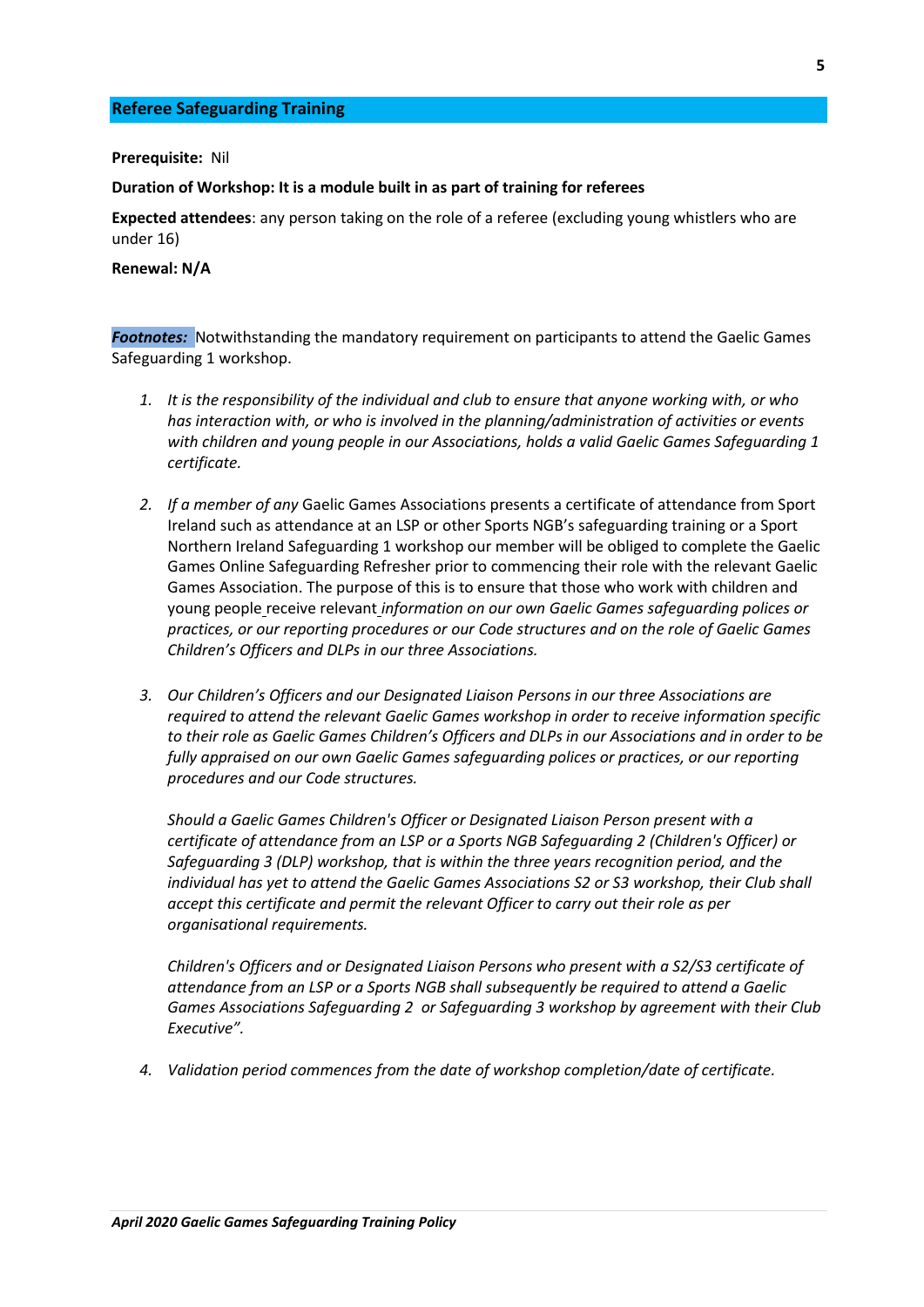## Referee Safeguarding Training

**Prerequisite:** Nil

**Duration of Workshop: It is a module built in as part of training for referees**

**Expected attendees**: any person taking on the role of a referee (excluding young whistlers who are under 16)

**Renewal: N/A**

***Footnotes:*** Notwithstanding the mandatory requirement on participants to attend the Gaelic Games Safeguarding 1 workshop.

1. *It is the responsibility of the individual and club to ensure that anyone working with, or who has interaction with, or who is involved in the planning/administration of activities or events with children and young people in our Associations, holds a valid Gaelic Games Safeguarding 1 certificate.*

2. *If a member of any* Gaelic Games Associations presents a certificate of attendance from Sport Ireland such as attendance at an LSP or other Sports NGB's safeguarding training or a Sport Northern Ireland Safeguarding 1 workshop our member will be obliged to complete the Gaelic Games Online Safeguarding Refresher prior to commencing their role with the relevant Gaelic Games Association. The purpose of this is to ensure that those who work with children and young people receive relevant *information on our own Gaelic Games safeguarding polices or practices, or our reporting procedures or our Code structures and on the role of Gaelic Games Children's Officers and DLPs in our three Associations.*

3. *Our Children's Officers and our Designated Liaison Persons in our three Associations are required to attend the relevant Gaelic Games workshop in order to receive information specific to their role as Gaelic Games Children's Officers and DLPs in our Associations and in order to be fully appraised on our own Gaelic Games safeguarding polices or practices, or our reporting procedures and our Code structures.*

   *Should a Gaelic Games Children's Officer or Designated Liaison Person present with a certificate of attendance from an LSP or a Sports NGB Safeguarding 2 (Children's Officer) or Safeguarding 3 (DLP) workshop, that is within the three years recognition period, and the individual has yet to attend the Gaelic Games Associations S2 or S3 workshop, their Club shall accept this certificate and permit the relevant Officer to carry out their role as per organisational requirements.*

   *Children's Officers and or Designated Liaison Persons who present with a S2/S3 certificate of attendance from an LSP or a Sports NGB shall subsequently be required to attend a Gaelic Games Associations Safeguarding 2 or Safeguarding 3 workshop by agreement with their Club Executive".*

4. *Validation period commences from the date of workshop completion/date of certificate.*